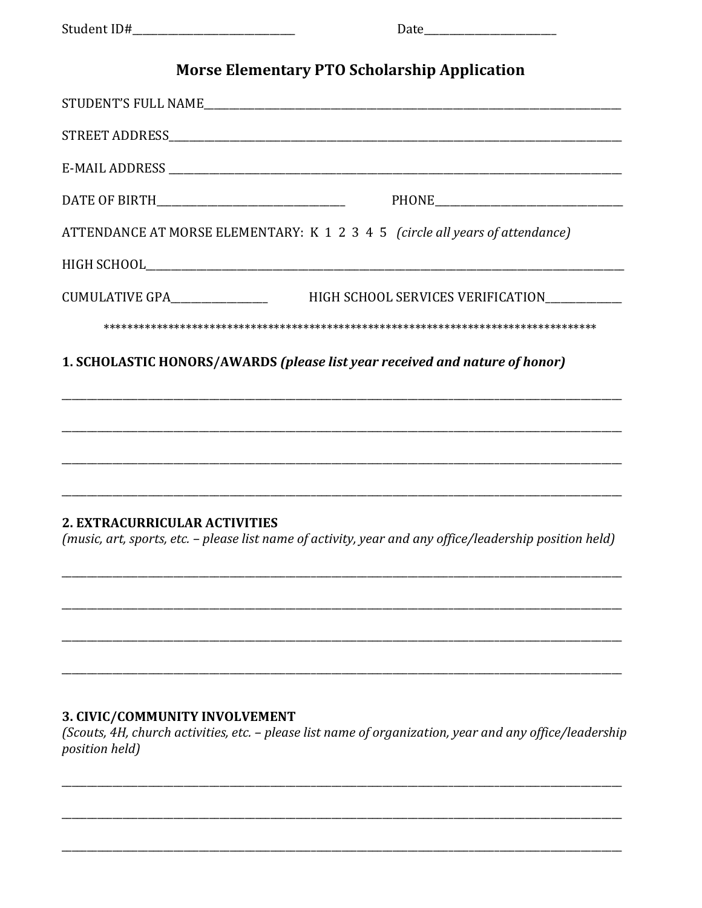Student ID#______________________________ Date_________________________

# Morse Elementary PTO Scholarship Application

STUDENT'S FULL NAME______________________________________________________________________________

STREET ADDRESS___________________________________________________________________________________

E-MAIL ADDRESS __________________________________________________________________________________

DATE OF BIRTH___________________________________ PHONE___________________________________

ATTENDANCE AT MORSE ELEMENTARY: K 1 2 3 4 5 *(circle all years of attendance)*

HIGH SCHOOL______________________________________________________________________________________

CUMULATIVE GPA__________________ HIGH SCHOOL SERVICES VERIFICATION______________

*************************************************************************************

**1. SCHOLASTIC HONORS/AWARDS** ***(please list year received and nature of honor)***

_________________________________________________________________________________________________

_________________________________________________________________________________________________

_________________________________________________________________________________________________

_________________________________________________________________________________________________

**2. EXTRACURRICULAR ACTIVITIES**
*(music, art, sports, etc. – please list name of activity, year and any office/leadership position held)*

_________________________________________________________________________________________________

_________________________________________________________________________________________________

_________________________________________________________________________________________________

_________________________________________________________________________________________________

**3. CIVIC/COMMUNITY INVOLVEMENT**
*(Scouts, 4H, church activities, etc. – please list name of organization, year and any office/leadership position held)*

_________________________________________________________________________________________________

_________________________________________________________________________________________________

_________________________________________________________________________________________________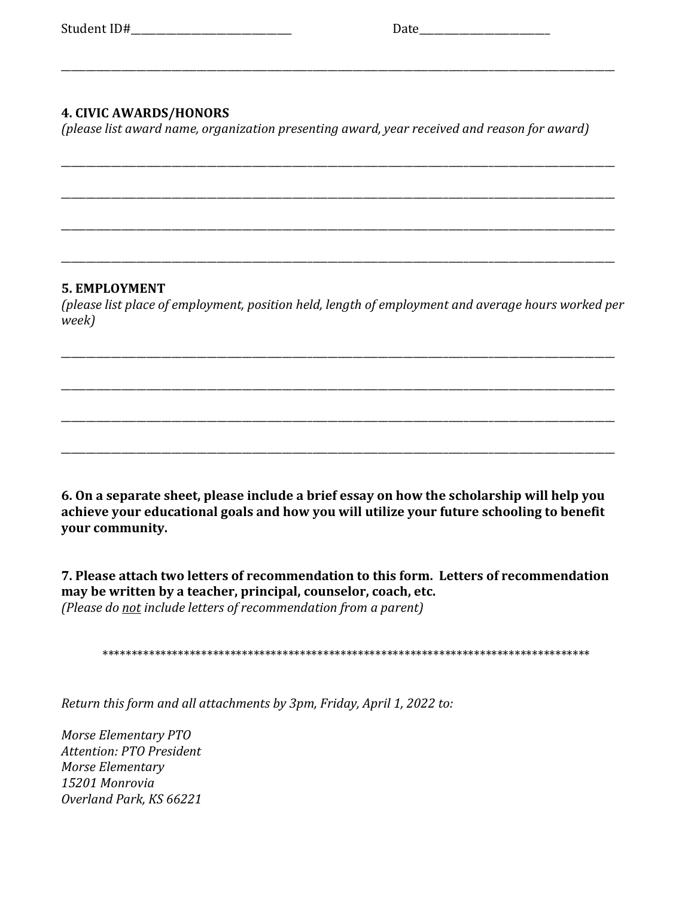Student ID#______________________________ Date_________________________

________________________________________________________________________________

**4. CIVIC AWARDS/HONORS**
*(please list award name, organization presenting award, year received and reason for award)*

________________________________________________________________________________

________________________________________________________________________________

________________________________________________________________________________

________________________________________________________________________________

**5. EMPLOYMENT**
*(please list place of employment, position held, length of employment and average hours worked per week)*

________________________________________________________________________________

________________________________________________________________________________

________________________________________________________________________________

________________________________________________________________________________

**6. On a separate sheet, please include a brief essay on how the scholarship will help you achieve your educational goals and how you will utilize your future schooling to benefit your community.**

**7. Please attach two letters of recommendation to this form. Letters of recommendation may be written by a teacher, principal, counselor, coach, etc.**
*(Please do <u>not</u> include letters of recommendation from a parent)*

****************************************************************************************

*Return this form and all attachments by 3pm, Friday, April 1, 2022 to:*

*Morse Elementary PTO*
*Attention: PTO President*
*Morse Elementary*
*15201 Monrovia*
*Overland Park, KS 66221*